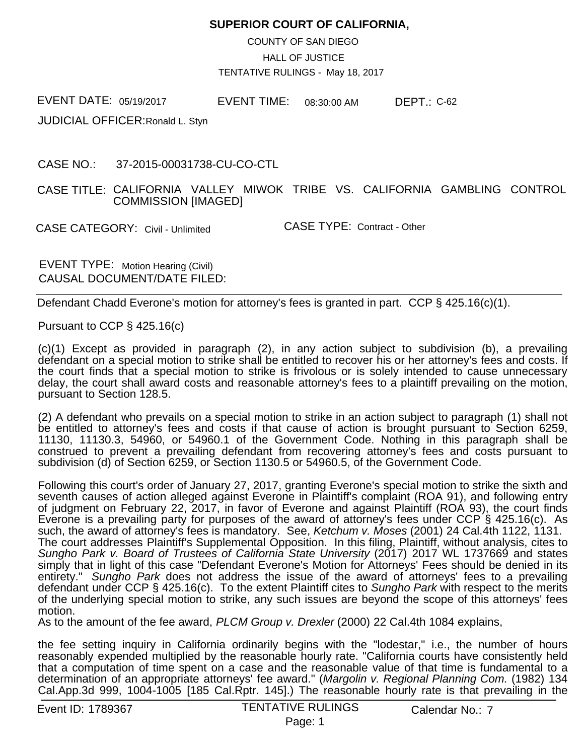**SUPERIOR COURT OF CALIFORNIA,**

COUNTY OF SAN DIEGO

HALL OF JUSTICE

TENTATIVE RULINGS - May 18, 2017

EVENT DATE: 05/19/2017 EVENT TIME: 08:30:00 AM DEPT.: C-62

JUDICIAL OFFICER: Ronald L. Styn

CASE NO.: 37-2015-00031738-CU-CO-CTL

CASE TITLE: CALIFORNIA VALLEY MIWOK TRIBE VS. CALIFORNIA GAMBLING CONTROL COMMISSION [IMAGED]

CASE CATEGORY: Civil - Unlimited CASE TYPE: Contract - Other

EVENT TYPE: Motion Hearing (Civil)
CAUSAL DOCUMENT/DATE FILED:

---

Defendant Chadd Everone's motion for attorney's fees is granted in part. CCP § 425.16(c)(1).

Pursuant to CCP § 425.16(c)

(c)(1) Except as provided in paragraph (2), in any action subject to subdivision (b), a prevailing defendant on a special motion to strike shall be entitled to recover his or her attorney's fees and costs. If the court finds that a special motion to strike is frivolous or is solely intended to cause unnecessary delay, the court shall award costs and reasonable attorney's fees to a plaintiff prevailing on the motion, pursuant to Section 128.5.

(2) A defendant who prevails on a special motion to strike in an action subject to paragraph (1) shall not be entitled to attorney's fees and costs if that cause of action is brought pursuant to Section 6259, 11130, 11130.3, 54960, or 54960.1 of the Government Code. Nothing in this paragraph shall be construed to prevent a prevailing defendant from recovering attorney's fees and costs pursuant to subdivision (d) of Section 6259, or Section 1130.5 or 54960.5, of the Government Code.

Following this court's order of January 27, 2017, granting Everone's special motion to strike the sixth and seventh causes of action alleged against Everone in Plaintiff's complaint (ROA 91), and following entry of judgment on February 22, 2017, in favor of Everone and against Plaintiff (ROA 93), the court finds Everone is a prevailing party for purposes of the award of attorney's fees under CCP § 425.16(c). As such, the award of attorney's fees is mandatory. See, *Ketchum v. Moses* (2001) 24 Cal.4th 1122, 1131.
The court addresses Plaintiff's Supplemental Opposition. In this filing, Plaintiff, without analysis, cites to *Sungho Park v. Board of Trustees of California State University* (2017) 2017 WL 1737669 and states simply that in light of this case "Defendant Everone's Motion for Attorneys' Fees should be denied in its entirety." *Sungho Park* does not address the issue of the award of attorneys' fees to a prevailing defendant under CCP § 425.16(c). To the extent Plaintiff cites to *Sungho Park* with respect to the merits of the underlying special motion to strike, any such issues are beyond the scope of this attorneys' fees motion.
As to the amount of the fee award, *PLCM Group v. Drexler* (2000) 22 Cal.4th 1084 explains,

the fee setting inquiry in California ordinarily begins with the "lodestar," i.e., the number of hours reasonably expended multiplied by the reasonable hourly rate. "California courts have consistently held that a computation of time spent on a case and the reasonable value of that time is fundamental to a determination of an appropriate attorneys' fee award." (*Margolin v. Regional Planning Com.* (1982) 134 Cal.App.3d 999, 1004-1005 [185 Cal.Rptr. 145].) The reasonable hourly rate is that prevailing in the

Event ID: 1789367 TENTATIVE RULINGS Calendar No.: 7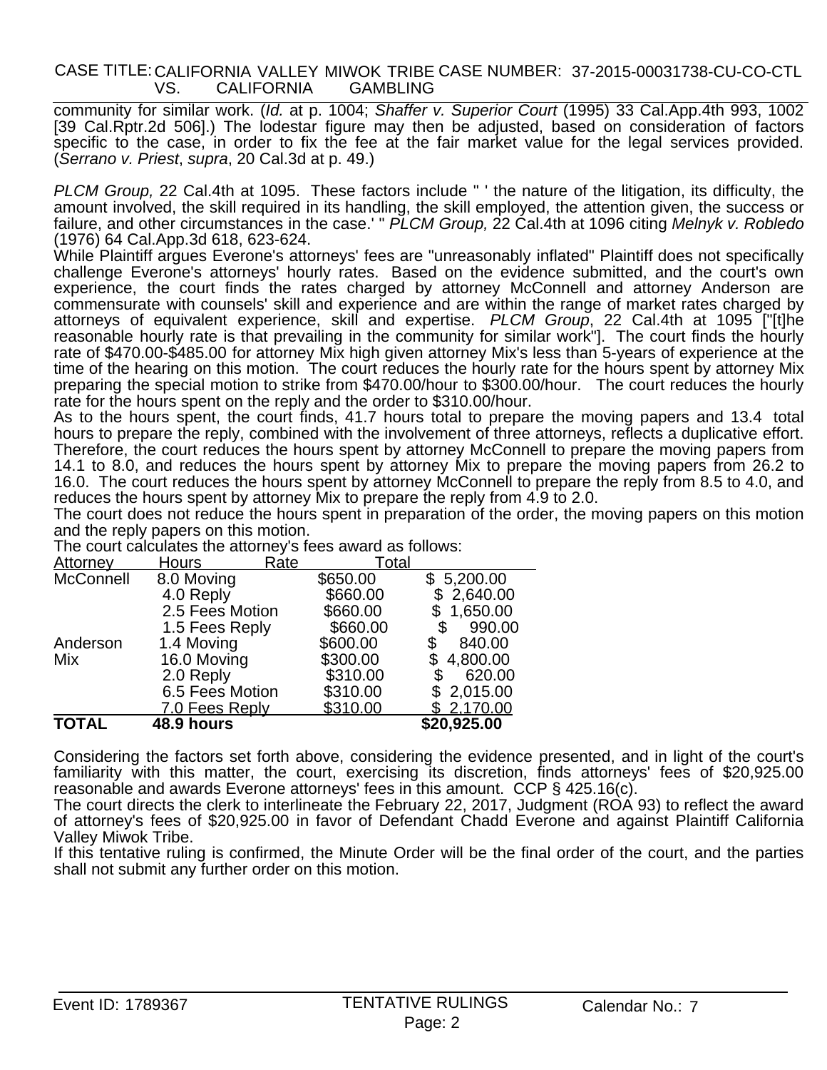community for similar work. (*Id.* at p. 1004; *Shaffer v. Superior Court* (1995) 33 Cal.App.4th 993, 1002 [39 Cal.Rptr.2d 506].) The lodestar figure may then be adjusted, based on consideration of factors specific to the case, in order to fix the fee at the fair market value for the legal services provided. (*Serrano v. Priest*, *supra*, 20 Cal.3d at p. 49.)

*PLCM Group,* 22 Cal.4th at 1095. These factors include " ' the nature of the litigation, its difficulty, the amount involved, the skill required in its handling, the skill employed, the attention given, the success or failure, and other circumstances in the case.' " *PLCM Group,* 22 Cal.4th at 1096 citing *Melnyk v. Robledo* (1976) 64 Cal.App.3d 618, 623-624.

While Plaintiff argues Everone's attorneys' fees are "unreasonably inflated" Plaintiff does not specifically challenge Everone's attorneys' hourly rates. Based on the evidence submitted, and the court's own experience, the court finds the rates charged by attorney McConnell and attorney Anderson are commensurate with counsels' skill and experience and are within the range of market rates charged by attorneys of equivalent experience, skill and expertise. *PLCM Group*, 22 Cal.4th at 1095 ["[t]he reasonable hourly rate is that prevailing in the community for similar work"]. The court finds the hourly rate of $470.00-$485.00 for attorney Mix high given attorney Mix's less than 5-years of experience at the time of the hearing on this motion. The court reduces the hourly rate for the hours spent by attorney Mix preparing the special motion to strike from $470.00/hour to $300.00/hour. The court reduces the hourly rate for the hours spent on the reply and the order to $310.00/hour.

As to the hours spent, the court finds, 41.7 hours total to prepare the moving papers and 13.4 total hours to prepare the reply, combined with the involvement of three attorneys, reflects a duplicative effort. Therefore, the court reduces the hours spent by attorney McConnell to prepare the moving papers from 14.1 to 8.0, and reduces the hours spent by attorney Mix to prepare the moving papers from 26.2 to 16.0. The court reduces the hours spent by attorney McConnell to prepare the reply from 8.5 to 4.0, and reduces the hours spent by attorney Mix to prepare the reply from 4.9 to 2.0.

The court does not reduce the hours spent in preparation of the order, the moving papers on this motion and the reply papers on this motion.

The court calculates the attorney's fees award as follows:

| Attorney | Hours | Rate | Total |
|---|---|---|---|
| McConnell | 8.0 Moving | $650.00 | $ 5,200.00 |
| | 4.0 Reply | $660.00 | $ 2,640.00 |
| | 2.5 Fees Motion | $660.00 | $ 1,650.00 |
| | 1.5 Fees Reply | $660.00 | $ 990.00 |
| Anderson | 1.4 Moving | $600.00 | $ 840.00 |
| Mix | 16.0 Moving | $300.00 | $ 4,800.00 |
| | 2.0 Reply | $310.00 | $ 620.00 |
| | 6.5 Fees Motion | $310.00 | $ 2,015.00 |
| | 7.0 Fees Reply | $310.00 | $ 2,170.00 |
| **TOTAL** | **48.9 hours** | | **$20,925.00** |

Considering the factors set forth above, considering the evidence presented, and in light of the court's familiarity with this matter, the court, exercising its discretion, finds attorneys' fees of $20,925.00 reasonable and awards Everone attorneys' fees in this amount. CCP § 425.16(c).

The court directs the clerk to interlineate the February 22, 2017, Judgment (ROA 93) to reflect the award of attorney's fees of $20,925.00 in favor of Defendant Chadd Everone and against Plaintiff California Valley Miwok Tribe.

If this tentative ruling is confirmed, the Minute Order will be the final order of the court, and the parties shall not submit any further order on this motion.